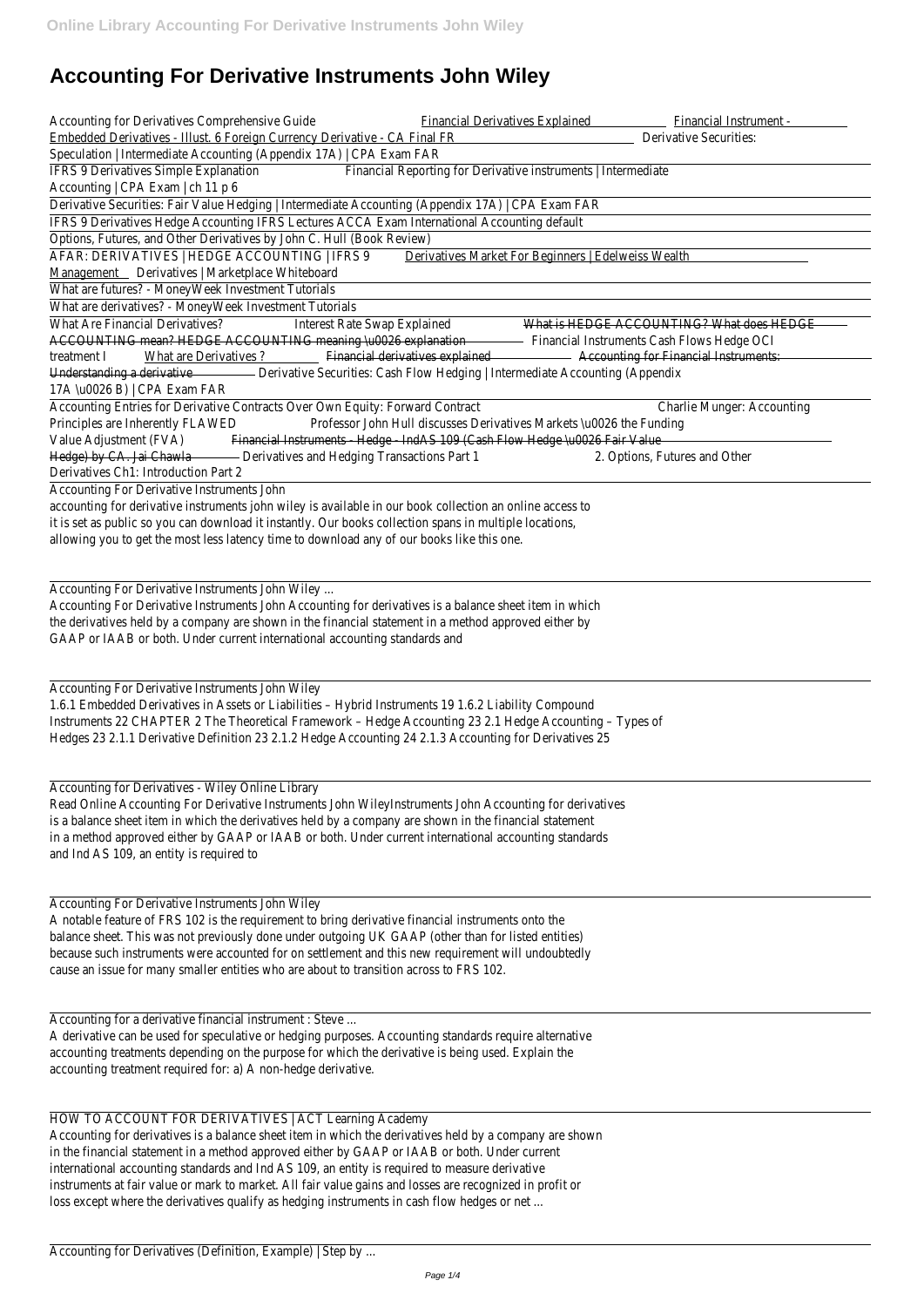# Accounting For Derivative Instruments John Wiley

Accounting for Derivatives Comprehensive Guide Financial Derivatives Explained Financial Instrument - Embedded Derivatives - Illust. 6 Foreign Currency Derivative - CA Final FR Derivative Securities: Speculation | Intermediate Accounting (Appendix 17A) | CPA Exam FAR

IFRS 9 Derivatives Simple Explanation Financial Reporting for Derivative instruments | Intermediate Accounting | CPA Exam | ch 11 p 6

Derivative Securities: Fair Value Hedging | Intermediate Accounting (Appendix 17A) | CPA Exam FAR

IFRS 9 Derivatives Hedge Accounting IFRS Lectures ACCA Exam International Accounting default

Options, Futures, and Other Derivatives by John C. Hull (Book Review)

AFAR: DERIVATIVES | HEDGE ACCOUNTING | IFRS 9 Derivatives Market For Beginners | Edelweiss Wealth Management Derivatives | Marketplace Whiteboard

What are futures? - MoneyWeek Investment Tutorials

What are derivatives? - MoneyWeek Investment Tutorials

What Are Financial Derivatives? Interest Rate Swap Explained What is HEDGE ACCOUNTING? What does HEDGE ACCOUNTING mean? HEDGE ACCOUNTING meaning \u0026 explanation Financial Instruments Cash Flows Hedge OCI treatment I What are Derivatives ? Financial derivatives explained Accounting for Financial Instruments: Understanding a derivative Derivative Securities: Cash Flow Hedging | Intermediate Accounting (Appendix 17A \u0026 B) | CPA Exam FAR

Accounting Entries for Derivative Contracts Over Own Equity: Forward Contract Charlie Munger: Accounting Principles are Inherently FLAWED Professor John Hull discusses Derivatives Markets \u0026 the Funding Value Adjustment (FVA) Financial Instruments - Hedge - IndAS 109 (Cash Flow Hedge \u0026 Fair Value Hedge) by CA. Jai Chawla Derivatives and Hedging Transactions Part 1 2. Options, Futures and Other Derivatives Ch1: Introduction Part 2

Accounting For Derivative Instruments John

accounting for derivative instruments john wiley is available in our book collection an online access to it is set as public so you can download it instantly. Our books collection spans in multiple locations, allowing you to get the most less latency time to download any of our books like this one.

Accounting For Derivative Instruments John Wiley ...

Accounting For Derivative Instruments John Accounting for derivatives is a balance sheet item in which the derivatives held by a company are shown in the financial statement in a method approved either by GAAP or IAAB or both. Under current international accounting standards and

Accounting For Derivative Instruments John Wiley

1.6.1 Embedded Derivatives in Assets or Liabilities – Hybrid Instruments 19 1.6.2 Liability Compound Instruments 22 CHAPTER 2 The Theoretical Framework – Hedge Accounting 23 2.1 Hedge Accounting – Types of Hedges 23 2.1.1 Derivative Definition 23 2.1.2 Hedge Accounting 24 2.1.3 Accounting for Derivatives 25

Accounting for Derivatives - Wiley Online Library

Read Online Accounting For Derivative Instruments John WileyInstruments John Accounting for derivatives is a balance sheet item in which the derivatives held by a company are shown in the financial statement in a method approved either by GAAP or IAAB or both. Under current international accounting standards and Ind AS 109, an entity is required to

Accounting For Derivative Instruments John Wiley

A notable feature of FRS 102 is the requirement to bring derivative financial instruments onto the balance sheet. This was not previously done under outgoing UK GAAP (other than for listed entities) because such instruments were accounted for on settlement and this new requirement will undoubtedly cause an issue for many smaller entities who are about to transition across to FRS 102.

Accounting for a derivative financial instrument : Steve ...

A derivative can be used for speculative or hedging purposes. Accounting standards require alternative accounting treatments depending on the purpose for which the derivative is being used. Explain the accounting treatment required for: a) A non-hedge derivative.

HOW TO ACCOUNT FOR DERIVATIVES | ACT Learning Academy

Accounting for derivatives is a balance sheet item in which the derivatives held by a company are shown in the financial statement in a method approved either by GAAP or IAAB or both. Under current international accounting standards and Ind AS 109, an entity is required to measure derivative instruments at fair value or mark to market. All fair value gains and losses are recognized in profit or loss except where the derivatives qualify as hedging instruments in cash flow hedges or net ...

Accounting for Derivatives (Definition, Example) | Step by ...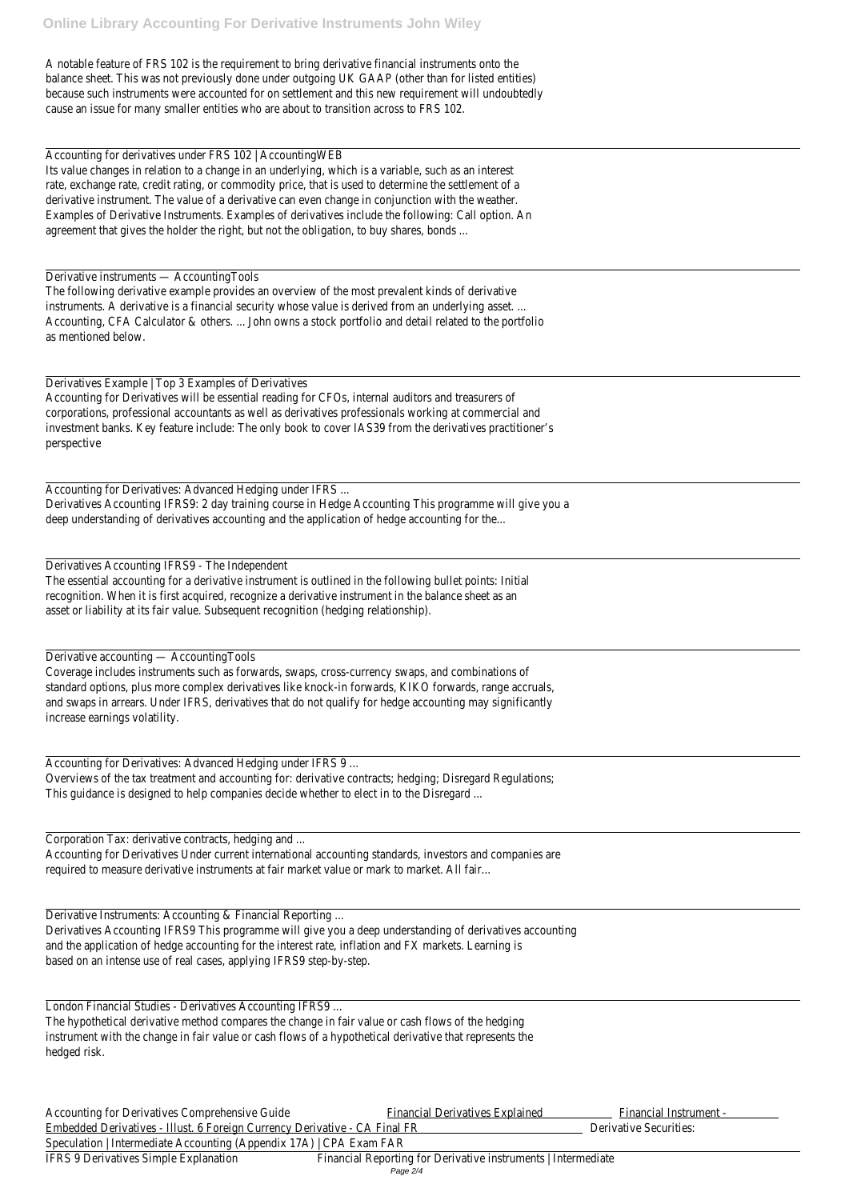A notable feature of FRS 102 is the requirement to bring derivative financial instruments onto the balance sheet. This was not previously done under outgoing UK GAAP (other than for listed entities) because such instruments were accounted for on settlement and this new requirement will undoubtedly cause an issue for many smaller entities who are about to transition across to FRS 102.

Accounting for derivatives under FRS 102 | AccountingWEB

Its value changes in relation to a change in an underlying, which is a variable, such as an interest rate, exchange rate, credit rating, or commodity price, that is used to determine the settlement of a derivative instrument. The value of a derivative can even change in conjunction with the weather. Examples of Derivative Instruments. Examples of derivatives include the following: Call option. An agreement that gives the holder the right, but not the obligation, to buy shares, bonds ...

Derivative instruments — AccountingTools

The following derivative example provides an overview of the most prevalent kinds of derivative instruments. A derivative is a financial security whose value is derived from an underlying asset. ... Accounting, CFA Calculator & others. ... John owns a stock portfolio and detail related to the portfolio as mentioned below.

Derivatives Example | Top 3 Examples of Derivatives

Accounting for Derivatives will be essential reading for CFOs, internal auditors and treasurers of corporations, professional accountants as well as derivatives professionals working at commercial and investment banks. Key feature include: The only book to cover IAS39 from the derivatives practitioner's perspective

Accounting for Derivatives: Advanced Hedging under IFRS ...

Derivatives Accounting IFRS9: 2 day training course in Hedge Accounting This programme will give you a deep understanding of derivatives accounting and the application of hedge accounting for the...

Derivatives Accounting IFRS9 - The Independent

The essential accounting for a derivative instrument is outlined in the following bullet points: Initial recognition. When it is first acquired, recognize a derivative instrument in the balance sheet as an asset or liability at its fair value. Subsequent recognition (hedging relationship).

Derivative accounting — AccountingTools

Coverage includes instruments such as forwards, swaps, cross-currency swaps, and combinations of standard options, plus more complex derivatives like knock-in forwards, KIKO forwards, range accruals, and swaps in arrears. Under IFRS, derivatives that do not qualify for hedge accounting may significantly increase earnings volatility.

Accounting for Derivatives: Advanced Hedging under IFRS 9 ...

Overviews of the tax treatment and accounting for: derivative contracts; hedging; Disregard Regulations; This guidance is designed to help companies decide whether to elect in to the Disregard ...

Corporation Tax: derivative contracts, hedging and ...

Accounting for Derivatives Under current international accounting standards, investors and companies are required to measure derivative instruments at fair market value or mark to market. All fair...

Derivative Instruments: Accounting & Financial Reporting ...

Derivatives Accounting IFRS9 This programme will give you a deep understanding of derivatives accounting and the application of hedge accounting for the interest rate, inflation and FX markets. Learning is based on an intense use of real cases, applying IFRS9 step-by-step.

London Financial Studies - Derivatives Accounting IFRS9 ...

The hypothetical derivative method compares the change in fair value or cash flows of the hedging instrument with the change in fair value or cash flows of a hypothetical derivative that represents the hedged risk.

Accounting for Derivatives Comprehensive Guide Financial Derivatives Explained Financial Instrument - Embedded Derivatives - Illust. 6 Foreign Currency Derivative - CA Final FR Derivative Securities: Speculation | Intermediate Accounting (Appendix 17A) | CPA Exam FAR

IFRS 9 Derivatives Simple Explanation Financial Reporting for Derivative instruments | Intermediate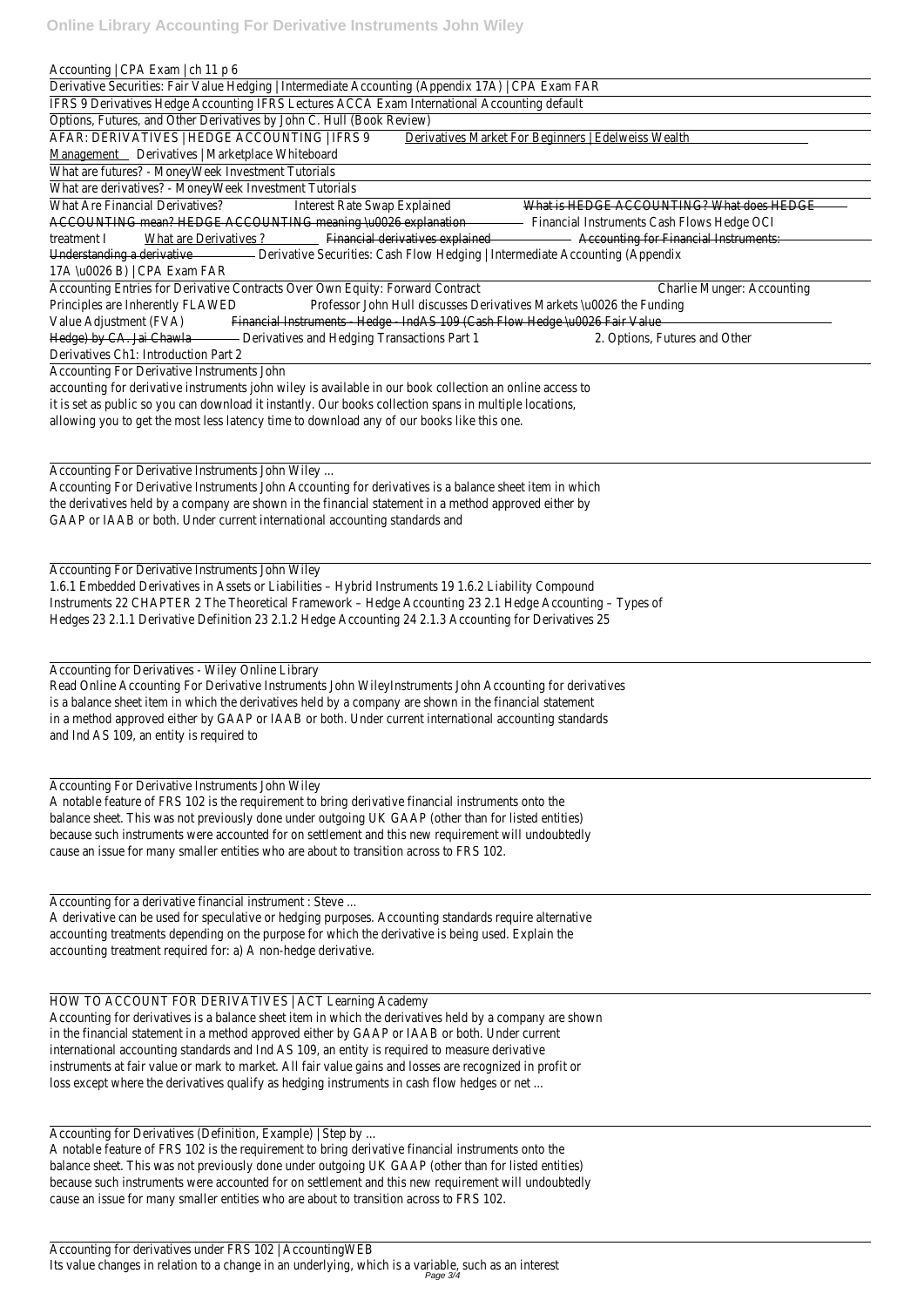Accounting | CPA Exam | ch 11 p 6

Derivative Securities: Fair Value Hedging | Intermediate Accounting (Appendix 17A) | CPA Exam FAR

IFRS 9 Derivatives Hedge Accounting IFRS Lectures ACCA Exam International Accounting default

Options, Futures, and Other Derivatives by John C. Hull (Book Review)

AFAR: DERIVATIVES | HEDGE ACCOUNTING | IFRS 9 Derivatives Market For Beginners | Edelweiss Wealth Management Derivatives | Marketplace Whiteboard

What are futures? - MoneyWeek Investment Tutorials

What are derivatives? - MoneyWeek Investment Tutorials

What Are Financial Derivatives? Interest Rate Swap Explained What is HEDGE ACCOUNTING? What does HEDGE ACCOUNTING mean? HEDGE ACCOUNTING meaning \u0026 explanation Financial Instruments Cash Flows Hedge OCI treatment I What are Derivatives ? Financial derivatives explained Accounting for Financial Instruments: Understanding a derivative Derivative Securities: Cash Flow Hedging | Intermediate Accounting (Appendix 17A \u0026 B) | CPA Exam FAR

Accounting Entries for Derivative Contracts Over Own Equity: Forward Contract Charlie Munger: Accounting Principles are Inherently FLAWED Professor John Hull discusses Derivatives Markets \u0026 the Funding Value Adjustment (FVA) Financial Instruments - Hedge - IndAS 109 (Cash Flow Hedge \u0026 Fair Value Hedge) by CA. Jai Chawla Derivatives and Hedging Transactions Part 1 2. Options, Futures and Other Derivatives Ch1: Introduction Part 2

Accounting For Derivative Instruments John

accounting for derivative instruments john wiley is available in our book collection an online access to it is set as public so you can download it instantly. Our books collection spans in multiple locations, allowing you to get the most less latency time to download any of our books like this one.

Accounting For Derivative Instruments John Wiley ...

Accounting For Derivative Instruments John Accounting for derivatives is a balance sheet item in which the derivatives held by a company are shown in the financial statement in a method approved either by GAAP or IAAB or both. Under current international accounting standards and

Accounting For Derivative Instruments John Wiley

1.6.1 Embedded Derivatives in Assets or Liabilities – Hybrid Instruments 19 1.6.2 Liability Compound Instruments 22 CHAPTER 2 The Theoretical Framework – Hedge Accounting 23 2.1 Hedge Accounting – Types of Hedges 23 2.1.1 Derivative Definition 23 2.1.2 Hedge Accounting 24 2.1.3 Accounting for Derivatives 25

Accounting for Derivatives - Wiley Online Library

Read Online Accounting For Derivative Instruments John WileyInstruments John Accounting for derivatives is a balance sheet item in which the derivatives held by a company are shown in the financial statement in a method approved either by GAAP or IAAB or both. Under current international accounting standards and Ind AS 109, an entity is required to

Accounting For Derivative Instruments John Wiley

A notable feature of FRS 102 is the requirement to bring derivative financial instruments onto the balance sheet. This was not previously done under outgoing UK GAAP (other than for listed entities) because such instruments were accounted for on settlement and this new requirement will undoubtedly cause an issue for many smaller entities who are about to transition across to FRS 102.

Accounting for a derivative financial instrument : Steve ...

A derivative can be used for speculative or hedging purposes. Accounting standards require alternative accounting treatments depending on the purpose for which the derivative is being used. Explain the accounting treatment required for: a) A non-hedge derivative.

HOW TO ACCOUNT FOR DERIVATIVES | ACT Learning Academy

Accounting for derivatives is a balance sheet item in which the derivatives held by a company are shown in the financial statement in a method approved either by GAAP or IAAB or both. Under current international accounting standards and Ind AS 109, an entity is required to measure derivative instruments at fair value or mark to market. All fair value gains and losses are recognized in profit or loss except where the derivatives qualify as hedging instruments in cash flow hedges or net ...

Accounting for Derivatives (Definition, Example) | Step by ...

A notable feature of FRS 102 is the requirement to bring derivative financial instruments onto the balance sheet. This was not previously done under outgoing UK GAAP (other than for listed entities) because such instruments were accounted for on settlement and this new requirement will undoubtedly cause an issue for many smaller entities who are about to transition across to FRS 102.

Accounting for derivatives under FRS 102 | AccountingWEB

Its value changes in relation to a change in an underlying, which is a variable, such as an interest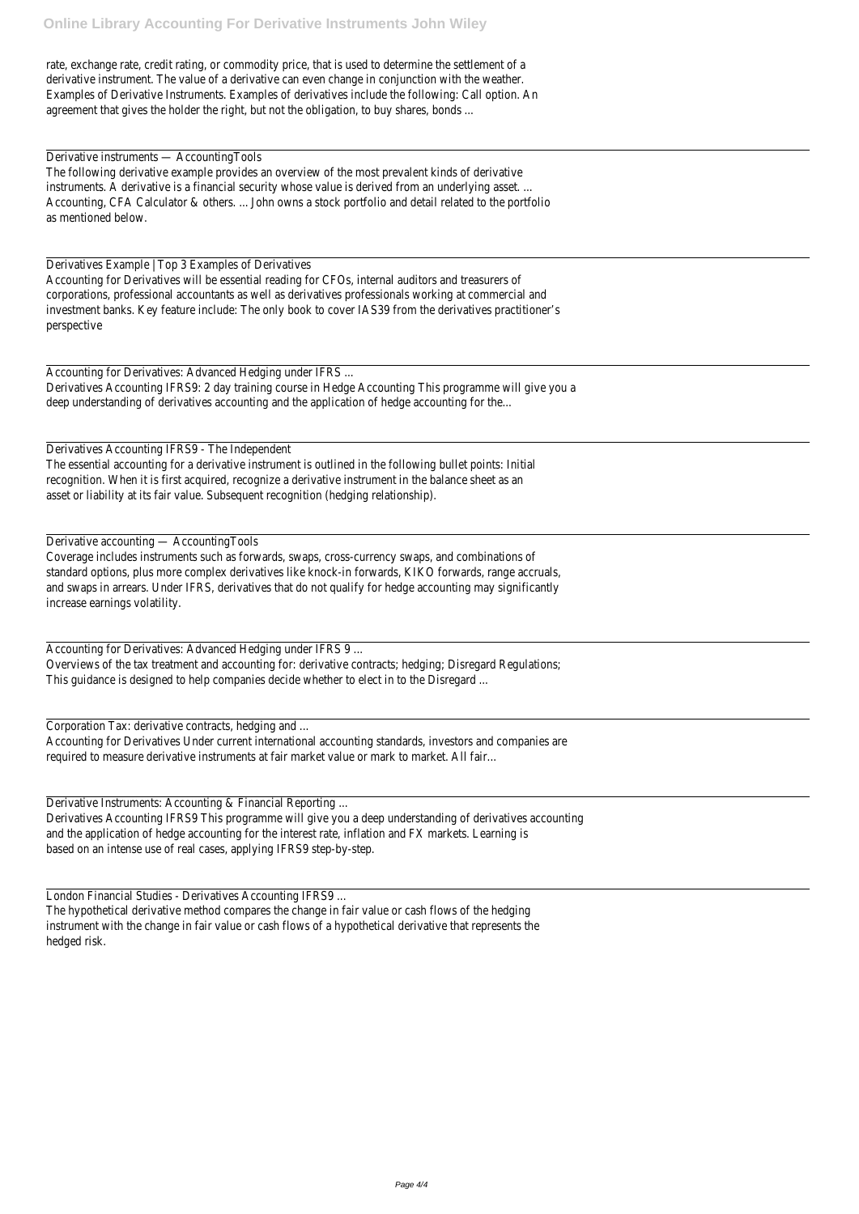rate, exchange rate, credit rating, or commodity price, that is used to determine the settlement of a derivative instrument. The value of a derivative can even change in conjunction with the weather. Examples of Derivative Instruments. Examples of derivatives include the following: Call option. An agreement that gives the holder the right, but not the obligation, to buy shares, bonds ...

Derivative instruments — AccountingTools

The following derivative example provides an overview of the most prevalent kinds of derivative instruments. A derivative is a financial security whose value is derived from an underlying asset. ... Accounting, CFA Calculator & others. ... John owns a stock portfolio and detail related to the portfolio as mentioned below.

Derivatives Example | Top 3 Examples of Derivatives

Accounting for Derivatives will be essential reading for CFOs, internal auditors and treasurers of corporations, professional accountants as well as derivatives professionals working at commercial and investment banks. Key feature include: The only book to cover IAS39 from the derivatives practitioner's perspective

Accounting for Derivatives: Advanced Hedging under IFRS ...

Derivatives Accounting IFRS9: 2 day training course in Hedge Accounting This programme will give you a deep understanding of derivatives accounting and the application of hedge accounting for the...

Derivatives Accounting IFRS9 - The Independent

The essential accounting for a derivative instrument is outlined in the following bullet points: Initial recognition. When it is first acquired, recognize a derivative instrument in the balance sheet as an asset or liability at its fair value. Subsequent recognition (hedging relationship).

Derivative accounting — AccountingTools

Coverage includes instruments such as forwards, swaps, cross-currency swaps, and combinations of standard options, plus more complex derivatives like knock-in forwards, KIKO forwards, range accruals, and swaps in arrears. Under IFRS, derivatives that do not qualify for hedge accounting may significantly increase earnings volatility.

Accounting for Derivatives: Advanced Hedging under IFRS 9 ...

Overviews of the tax treatment and accounting for: derivative contracts; hedging; Disregard Regulations; This guidance is designed to help companies decide whether to elect in to the Disregard ...

Corporation Tax: derivative contracts, hedging and ...

Accounting for Derivatives Under current international accounting standards, investors and companies are required to measure derivative instruments at fair market value or mark to market. All fair...

Derivative Instruments: Accounting & Financial Reporting ...

Derivatives Accounting IFRS9 This programme will give you a deep understanding of derivatives accounting and the application of hedge accounting for the interest rate, inflation and FX markets. Learning is based on an intense use of real cases, applying IFRS9 step-by-step.

London Financial Studies - Derivatives Accounting IFRS9 ...

The hypothetical derivative method compares the change in fair value or cash flows of the hedging instrument with the change in fair value or cash flows of a hypothetical derivative that represents the hedged risk.